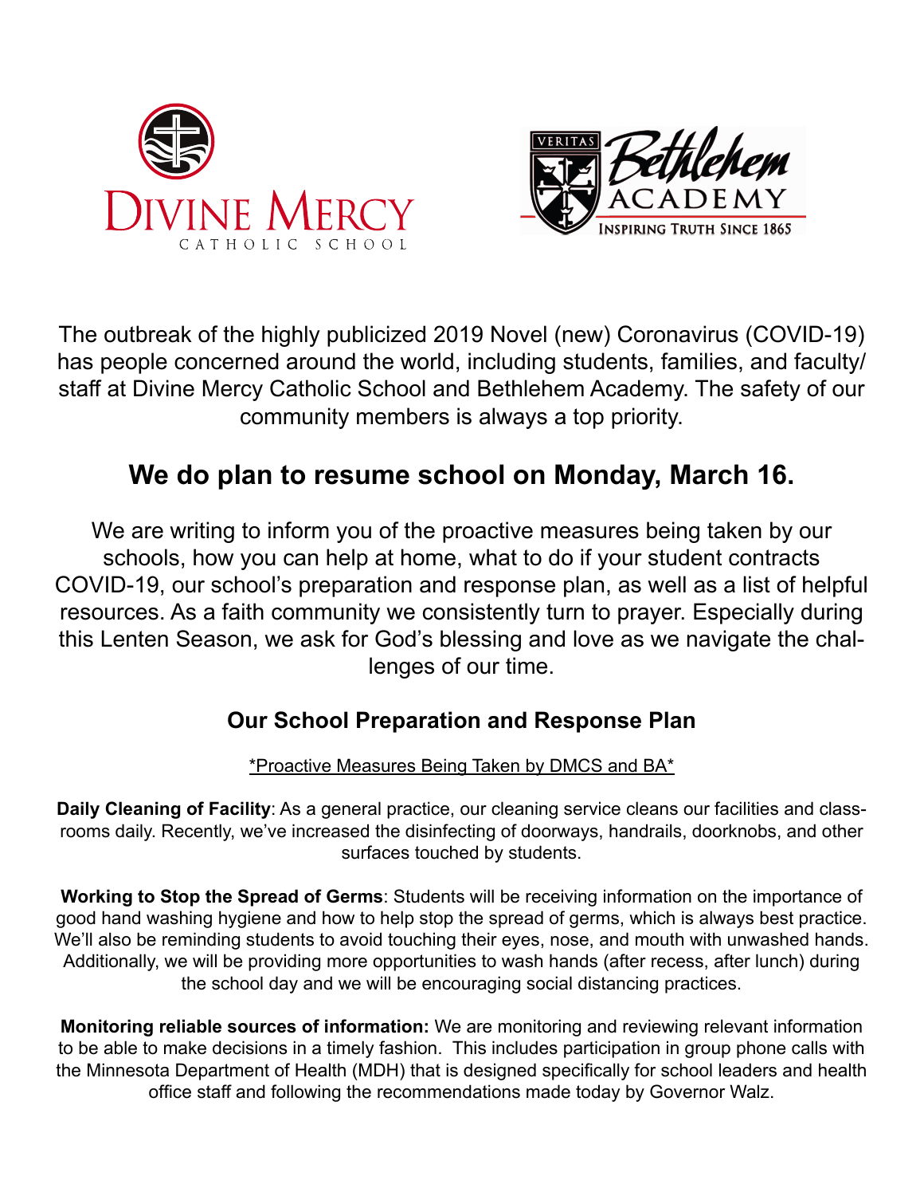DIVINE MERCY CATHOLIC SCHOOL

VERITAS Bethlehem ACADEMY INSPIRING TRUTH SINCE 1865

The outbreak of the highly publicized 2019 Novel (new) Coronavirus (COVID-19) has people concerned around the world, including students, families, and faculty/staff at Divine Mercy Catholic School and Bethlehem Academy. The safety of our community members is always a top priority.

## We do plan to resume school on Monday, March 16.

We are writing to inform you of the proactive measures being taken by our schools, how you can help at home, what to do if your student contracts COVID-19, our school's preparation and response plan, as well as a list of helpful resources. As a faith community we consistently turn to prayer. Especially during this Lenten Season, we ask for God's blessing and love as we navigate the challenges of our time.

### Our School Preparation and Response Plan

<u>*Proactive Measures Being Taken by DMCS and BA*</u>

**Daily Cleaning of Facility**: As a general practice, our cleaning service cleans our facilities and classrooms daily. Recently, we've increased the disinfecting of doorways, handrails, doorknobs, and other surfaces touched by students.

**Working to Stop the Spread of Germs**: Students will be receiving information on the importance of good hand washing hygiene and how to help stop the spread of germs, which is always best practice. We'll also be reminding students to avoid touching their eyes, nose, and mouth with unwashed hands. Additionally, we will be providing more opportunities to wash hands (after recess, after lunch) during the school day and we will be encouraging social distancing practices.

**Monitoring reliable sources of information:** We are monitoring and reviewing relevant information to be able to make decisions in a timely fashion. This includes participation in group phone calls with the Minnesota Department of Health (MDH) that is designed specifically for school leaders and health office staff and following the recommendations made today by Governor Walz.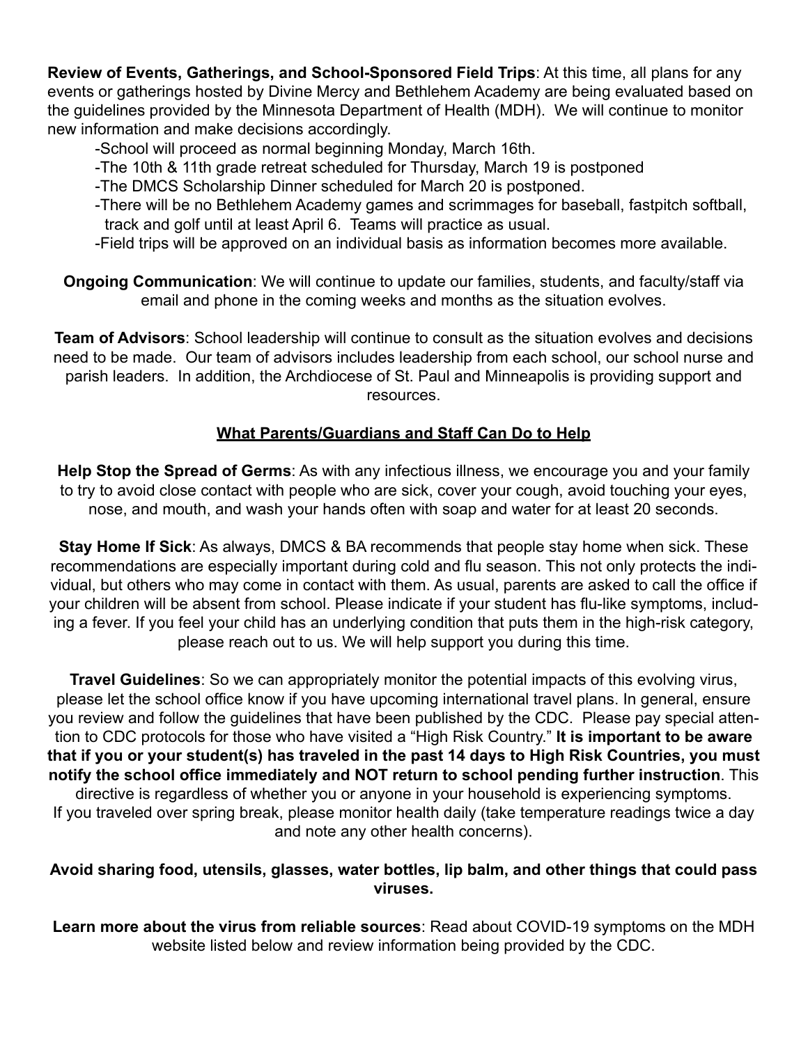**Review of Events, Gatherings, and School-Sponsored Field Trips**: At this time, all plans for any events or gatherings hosted by Divine Mercy and Bethlehem Academy are being evaluated based on the guidelines provided by the Minnesota Department of Health (MDH). We will continue to monitor new information and make decisions accordingly.

- School will proceed as normal beginning Monday, March 16th.
- The 10th & 11th grade retreat scheduled for Thursday, March 19 is postponed
- The DMCS Scholarship Dinner scheduled for March 20 is postponed.
- There will be no Bethlehem Academy games and scrimmages for baseball, fastpitch softball, track and golf until at least April 6. Teams will practice as usual.
- Field trips will be approved on an individual basis as information becomes more available.

**Ongoing Communication**: We will continue to update our families, students, and faculty/staff via email and phone in the coming weeks and months as the situation evolves.

**Team of Advisors**: School leadership will continue to consult as the situation evolves and decisions need to be made. Our team of advisors includes leadership from each school, our school nurse and parish leaders. In addition, the Archdiocese of St. Paul and Minneapolis is providing support and resources.

## <u>What Parents/Guardians and Staff Can Do to Help</u>

**Help Stop the Spread of Germs**: As with any infectious illness, we encourage you and your family to try to avoid close contact with people who are sick, cover your cough, avoid touching your eyes, nose, and mouth, and wash your hands often with soap and water for at least 20 seconds.

**Stay Home If Sick**: As always, DMCS & BA recommends that people stay home when sick. These recommendations are especially important during cold and flu season. This not only protects the individual, but others who may come in contact with them. As usual, parents are asked to call the office if your children will be absent from school. Please indicate if your student has flu-like symptoms, including a fever. If you feel your child has an underlying condition that puts them in the high-risk category, please reach out to us. We will help support you during this time.

**Travel Guidelines**: So we can appropriately monitor the potential impacts of this evolving virus, please let the school office know if you have upcoming international travel plans. In general, ensure you review and follow the guidelines that have been published by the CDC. Please pay special attention to CDC protocols for those who have visited a "High Risk Country." **It is important to be aware that if you or your student(s) has traveled in the past 14 days to High Risk Countries, you must notify the school office immediately and NOT return to school pending further instruction**. This directive is regardless of whether you or anyone in your household is experiencing symptoms. If you traveled over spring break, please monitor health daily (take temperature readings twice a day and note any other health concerns).

**Avoid sharing food, utensils, glasses, water bottles, lip balm, and other things that could pass viruses.**

**Learn more about the virus from reliable sources**: Read about COVID-19 symptoms on the MDH website listed below and review information being provided by the CDC.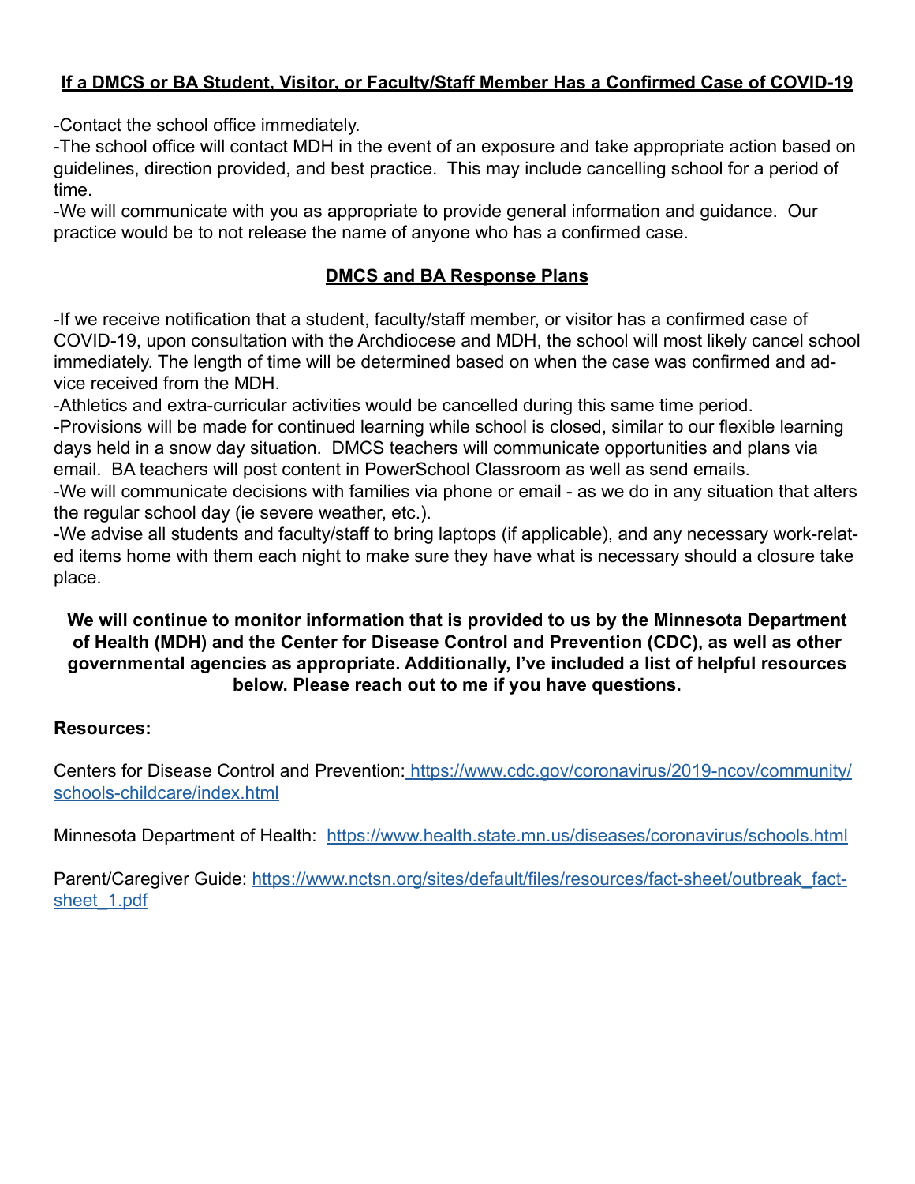## If a DMCS or BA Student, Visitor, or Faculty/Staff Member Has a Confirmed Case of COVID-19

-Contact the school office immediately.
-The school office will contact MDH in the event of an exposure and take appropriate action based on guidelines, direction provided, and best practice. This may include cancelling school for a period of time.
-We will communicate with you as appropriate to provide general information and guidance. Our practice would be to not release the name of anyone who has a confirmed case.

## DMCS and BA Response Plans

-If we receive notification that a student, faculty/staff member, or visitor has a confirmed case of COVID-19, upon consultation with the Archdiocese and MDH, the school will most likely cancel school immediately. The length of time will be determined based on when the case was confirmed and advice received from the MDH.
-Athletics and extra-curricular activities would be cancelled during this same time period.
-Provisions will be made for continued learning while school is closed, similar to our flexible learning days held in a snow day situation. DMCS teachers will communicate opportunities and plans via email. BA teachers will post content in PowerSchool Classroom as well as send emails.
-We will communicate decisions with families via phone or email - as we do in any situation that alters the regular school day (ie severe weather, etc.).
-We advise all students and faculty/staff to bring laptops (if applicable), and any necessary work-related items home with them each night to make sure they have what is necessary should a closure take place.

**We will continue to monitor information that is provided to us by the Minnesota Department of Health (MDH) and the Center for Disease Control and Prevention (CDC), as well as other governmental agencies as appropriate. Additionally, I've included a list of helpful resources below. Please reach out to me if you have questions.**

**Resources:**

Centers for Disease Control and Prevention: https://www.cdc.gov/coronavirus/2019-ncov/community/schools-childcare/index.html

Minnesota Department of Health: https://www.health.state.mn.us/diseases/coronavirus/schools.html

Parent/Caregiver Guide: https://www.nctsn.org/sites/default/files/resources/fact-sheet/outbreak_factsheet_1.pdf